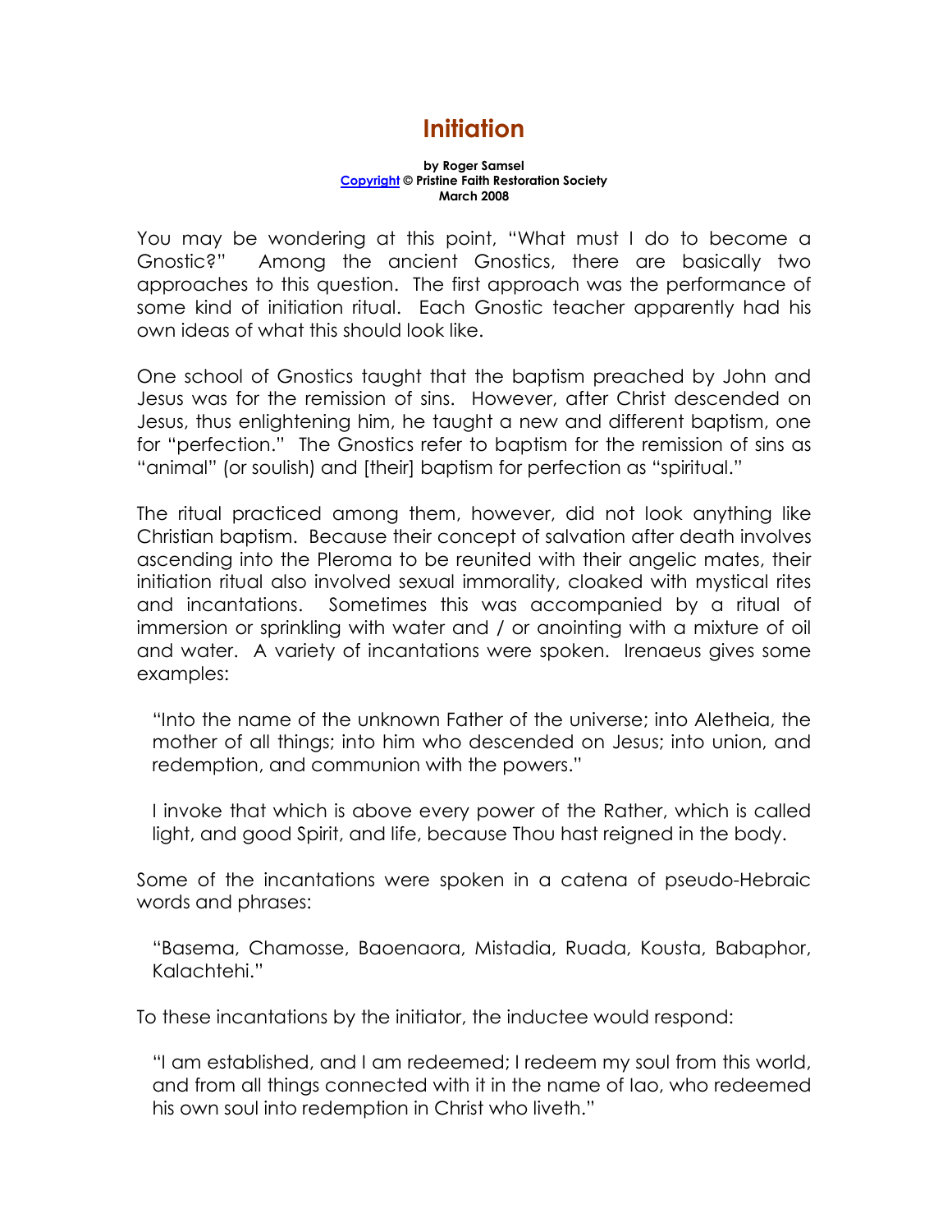# Initiation

**by Roger Samsel**
**Copyright © Pristine Faith Restoration Society**
**March 2008**

You may be wondering at this point, "What must I do to become a Gnostic?" Among the ancient Gnostics, there are basically two approaches to this question. The first approach was the performance of some kind of initiation ritual. Each Gnostic teacher apparently had his own ideas of what this should look like.

One school of Gnostics taught that the baptism preached by John and Jesus was for the remission of sins. However, after Christ descended on Jesus, thus enlightening him, he taught a new and different baptism, one for "perfection." The Gnostics refer to baptism for the remission of sins as "animal" (or soulish) and [their] baptism for perfection as "spiritual."

The ritual practiced among them, however, did not look anything like Christian baptism. Because their concept of salvation after death involves ascending into the Pleroma to be reunited with their angelic mates, their initiation ritual also involved sexual immorality, cloaked with mystical rites and incantations. Sometimes this was accompanied by a ritual of immersion or sprinkling with water and / or anointing with a mixture of oil and water. A variety of incantations were spoken. Irenaeus gives some examples:

> "Into the name of the unknown Father of the universe; into Aletheia, the mother of all things; into him who descended on Jesus; into union, and redemption, and communion with the powers."
>
> I invoke that which is above every power of the Rather, which is called light, and good Spirit, and life, because Thou hast reigned in the body.

Some of the incantations were spoken in a catena of pseudo-Hebraic words and phrases:

> "Basema, Chamosse, Baoenaora, Mistadia, Ruada, Kousta, Babaphor, Kalachtehi."

To these incantations by the initiator, the inductee would respond:

> "I am established, and I am redeemed; I redeem my soul from this world, and from all things connected with it in the name of Iao, who redeemed his own soul into redemption in Christ who liveth."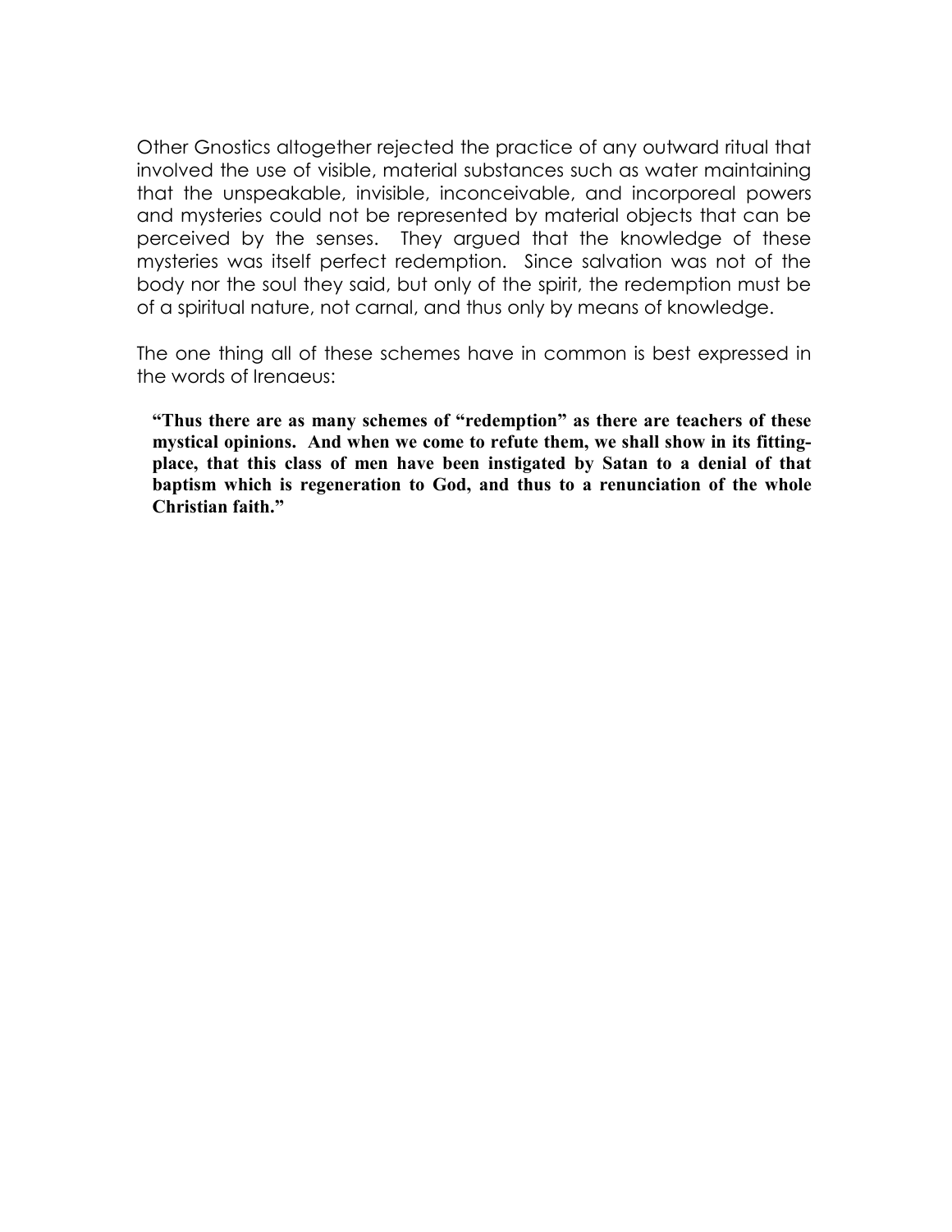Other Gnostics altogether rejected the practice of any outward ritual that involved the use of visible, material substances such as water maintaining that the unspeakable, invisible, inconceivable, and incorporeal powers and mysteries could not be represented by material objects that can be perceived by the senses. They argued that the knowledge of these mysteries was itself perfect redemption. Since salvation was not of the body nor the soul they said, but only of the spirit, the redemption must be of a spiritual nature, not carnal, and thus only by means of knowledge.

The one thing all of these schemes have in common is best expressed in the words of Irenaeus:

> **"Thus there are as many schemes of "redemption" as there are teachers of these mystical opinions. And when we come to refute them, we shall show in its fitting-place, that this class of men have been instigated by Satan to a denial of that baptism which is regeneration to God, and thus to a renunciation of the whole Christian faith."**